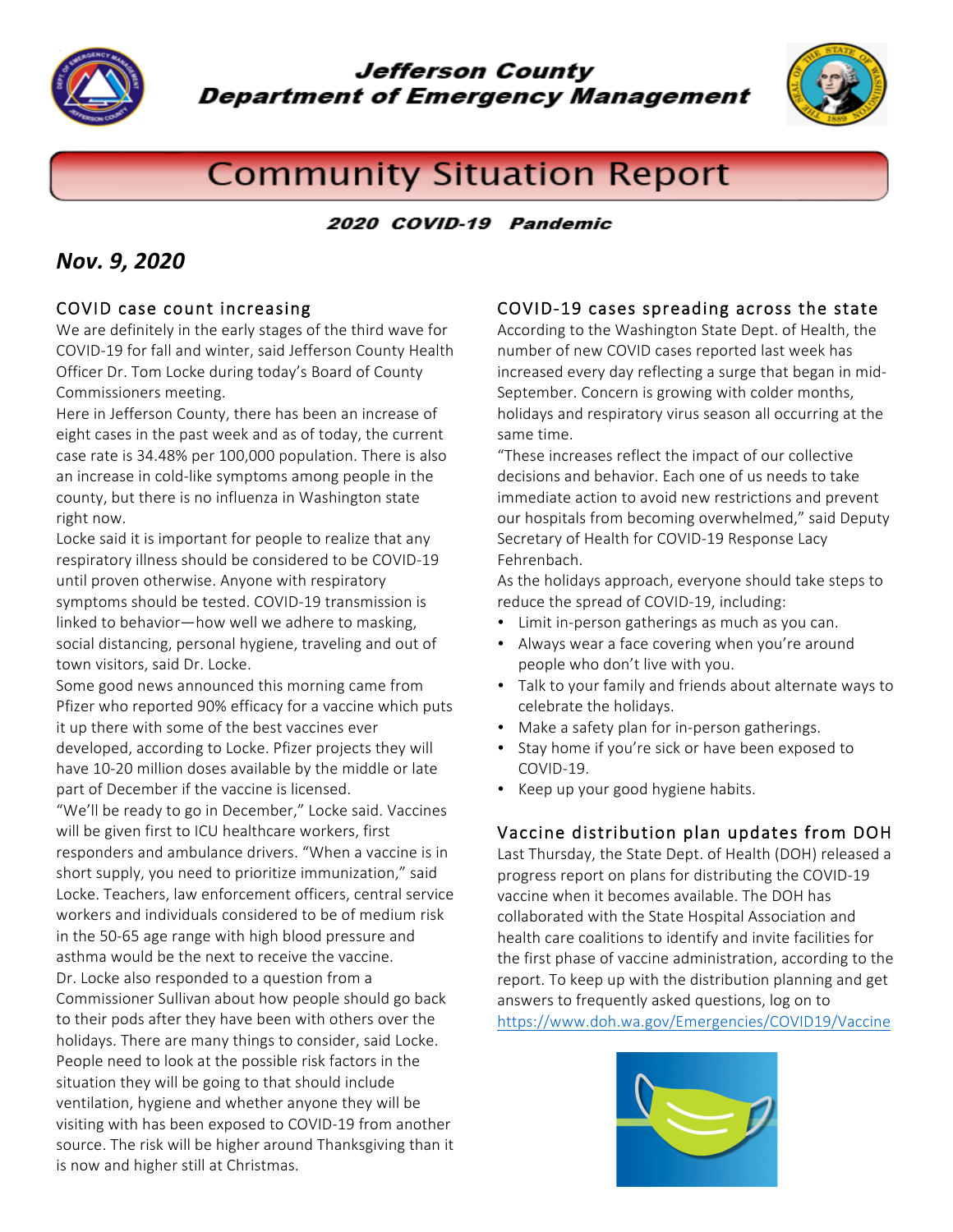# Jefferson County Department of Emergency Management

# Community Situation Report

## 2020 COVID-19 Pandemic

***Nov. 9, 2020***

### COVID case count increasing

We are definitely in the early stages of the third wave for COVID-19 for fall and winter, said Jefferson County Health Officer Dr. Tom Locke during today's Board of County Commissioners meeting.

Here in Jefferson County, there has been an increase of eight cases in the past week and as of today, the current case rate is 34.48% per 100,000 population. There is also an increase in cold-like symptoms among people in the county, but there is no influenza in Washington state right now.

Locke said it is important for people to realize that any respiratory illness should be considered to be COVID-19 until proven otherwise. Anyone with respiratory symptoms should be tested. COVID-19 transmission is linked to behavior—how well we adhere to masking, social distancing, personal hygiene, traveling and out of town visitors, said Dr. Locke.

Some good news announced this morning came from Pfizer who reported 90% efficacy for a vaccine which puts it up there with some of the best vaccines ever developed, according to Locke. Pfizer projects they will have 10-20 million doses available by the middle or late part of December if the vaccine is licensed.

"We'll be ready to go in December," Locke said. Vaccines will be given first to ICU healthcare workers, first responders and ambulance drivers. "When a vaccine is in short supply, you need to prioritize immunization," said Locke. Teachers, law enforcement officers, central service workers and individuals considered to be of medium risk in the 50-65 age range with high blood pressure and asthma would be the next to receive the vaccine.

Dr. Locke also responded to a question from a Commissioner Sullivan about how people should go back to their pods after they have been with others over the holidays. There are many things to consider, said Locke. People need to look at the possible risk factors in the situation they will be going to that should include ventilation, hygiene and whether anyone they will be visiting with has been exposed to COVID-19 from another source. The risk will be higher around Thanksgiving than it is now and higher still at Christmas.

### COVID-19 cases spreading across the state

According to the Washington State Dept. of Health, the number of new COVID cases reported last week has increased every day reflecting a surge that began in mid-September. Concern is growing with colder months, holidays and respiratory virus season all occurring at the same time.

"These increases reflect the impact of our collective decisions and behavior. Each one of us needs to take immediate action to avoid new restrictions and prevent our hospitals from becoming overwhelmed," said Deputy Secretary of Health for COVID-19 Response Lacy Fehrenbach.

As the holidays approach, everyone should take steps to reduce the spread of COVID-19, including:

- Limit in-person gatherings as much as you can.
- Always wear a face covering when you're around people who don't live with you.
- Talk to your family and friends about alternate ways to celebrate the holidays.
- Make a safety plan for in-person gatherings.
- Stay home if you're sick or have been exposed to COVID-19.
- Keep up your good hygiene habits.

### Vaccine distribution plan updates from DOH

Last Thursday, the State Dept. of Health (DOH) released a progress report on plans for distributing the COVID-19 vaccine when it becomes available. The DOH has collaborated with the State Hospital Association and health care coalitions to identify and invite facilities for the first phase of vaccine administration, according to the report. To keep up with the distribution planning and get answers to frequently asked questions, log on to https://www.doh.wa.gov/Emergencies/COVID19/Vaccine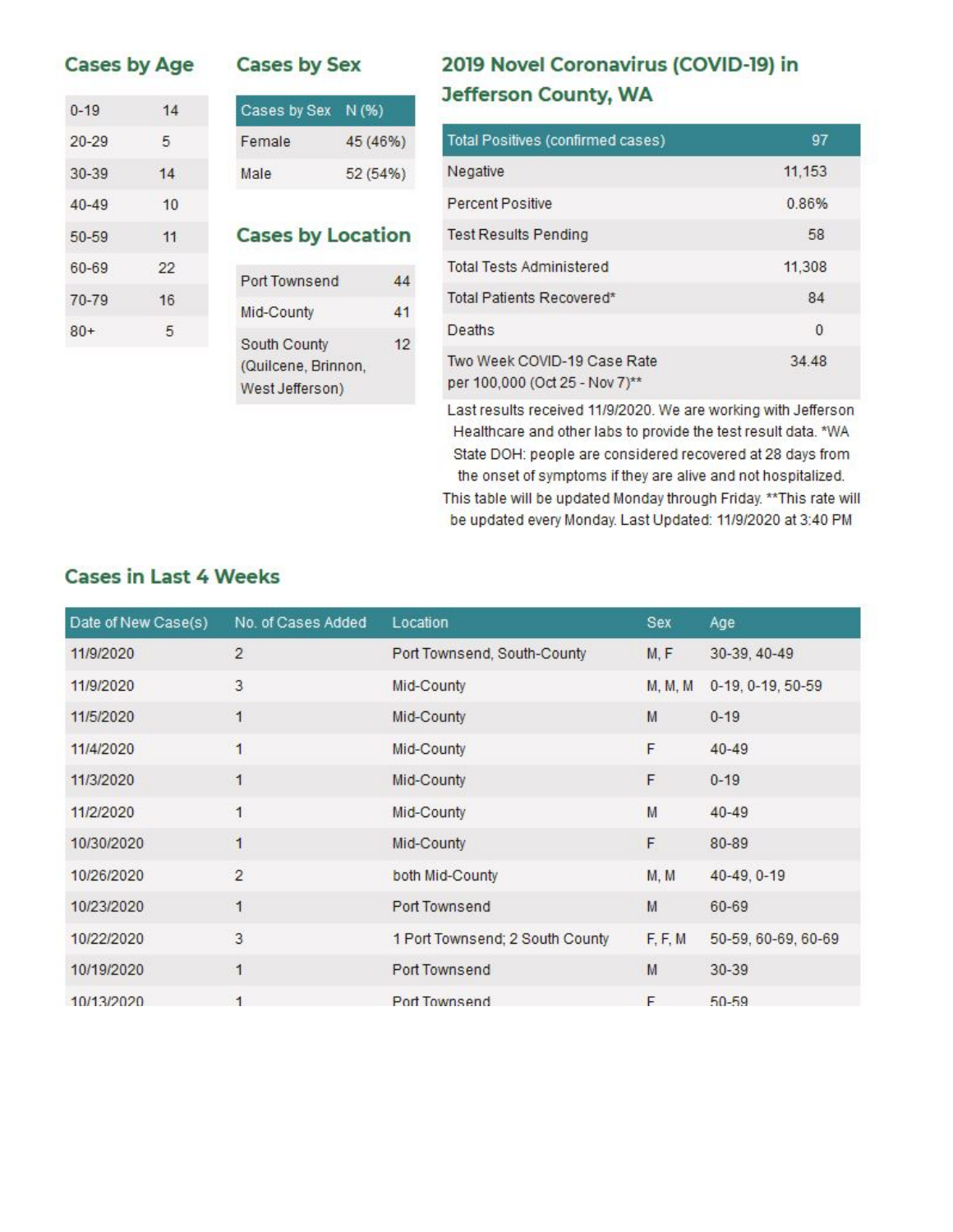## Cases by Age

| | |
|---|---|
| 0-19 | 14 |
| 20-29 | 5 |
| 30-39 | 14 |
| 40-49 | 10 |
| 50-59 | 11 |
| 60-69 | 22 |
| 70-79 | 16 |
| 80+ | 5 |

## Cases by Sex

| Cases by Sex | N (%) |
|---|---|
| Female | 45 (46%) |
| Male | 52 (54%) |

## Cases by Location

| | |
|---|---|
| Port Townsend | 44 |
| Mid-County | 41 |
| South County (Quilcene, Brinnon, West Jefferson) | 12 |

## 2019 Novel Coronavirus (COVID-19) in Jefferson County, WA

| Total Positives (confirmed cases) | 97 |
|---|---|
| Negative | 11,153 |
| Percent Positive | 0.86% |
| Test Results Pending | 58 |
| Total Tests Administered | 11,308 |
| Total Patients Recovered* | 84 |
| Deaths | 0 |
| Two Week COVID-19 Case Rate per 100,000 (Oct 25 - Nov 7)** | 34.48 |

Last results received 11/9/2020. We are working with Jefferson Healthcare and other labs to provide the test result data. *WA State DOH: people are considered recovered at 28 days from the onset of symptoms if they are alive and not hospitalized. This table will be updated Monday through Friday. **This rate will be updated every Monday. Last Updated: 11/9/2020 at 3:40 PM

## Cases in Last 4 Weeks

| Date of New Case(s) | No. of Cases Added | Location | Sex | Age |
|---|---|---|---|---|
| 11/9/2020 | 2 | Port Townsend, South-County | M, F | 30-39, 40-49 |
| 11/9/2020 | 3 | Mid-County | M, M, M | 0-19, 0-19, 50-59 |
| 11/5/2020 | 1 | Mid-County | M | 0-19 |
| 11/4/2020 | 1 | Mid-County | F | 40-49 |
| 11/3/2020 | 1 | Mid-County | F | 0-19 |
| 11/2/2020 | 1 | Mid-County | M | 40-49 |
| 10/30/2020 | 1 | Mid-County | F | 80-89 |
| 10/26/2020 | 2 | both Mid-County | M, M | 40-49, 0-19 |
| 10/23/2020 | 1 | Port Townsend | M | 60-69 |
| 10/22/2020 | 3 | 1 Port Townsend; 2 South County | F, F, M | 50-59, 60-69, 60-69 |
| 10/19/2020 | 1 | Port Townsend | M | 30-39 |
| 10/13/2020 | 1 | Port Townsend | F | 50-59 |